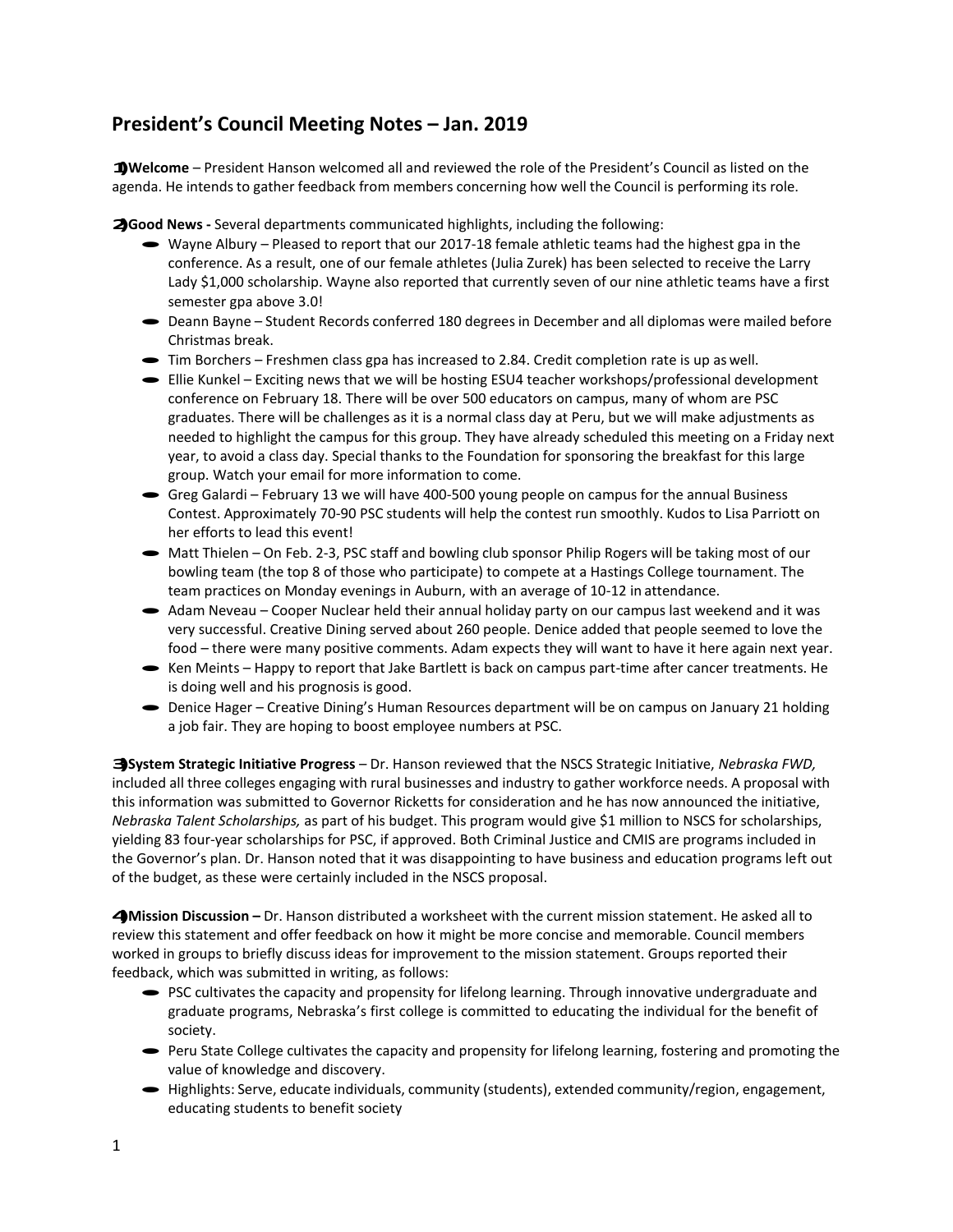# President's Council Meeting Notes – Jan. 2019

1) **Welcome** – President Hanson welcomed all and reviewed the role of the President's Council as listed on the agenda. He intends to gather feedback from members concerning how well the Council is performing its role.

2) **Good News -** Several departments communicated highlights, including the following:

- Wayne Albury – Pleased to report that our 2017-18 female athletic teams had the highest gpa in the conference. As a result, one of our female athletes (Julia Zurek) has been selected to receive the Larry Lady $1,000 scholarship. Wayne also reported that currently seven of our nine athletic teams have a first semester gpa above 3.0!
- Deann Bayne – Student Records conferred 180 degrees in December and all diplomas were mailed before Christmas break.
- Tim Borchers – Freshmen class gpa has increased to 2.84. Credit completion rate is up as well.
- Ellie Kunkel – Exciting news that we will be hosting ESU4 teacher workshops/professional development conference on February 18. There will be over 500 educators on campus, many of whom are PSC graduates. There will be challenges as it is a normal class day at Peru, but we will make adjustments as needed to highlight the campus for this group. They have already scheduled this meeting on a Friday next year, to avoid a class day. Special thanks to the Foundation for sponsoring the breakfast for this large group. Watch your email for more information to come.
- Greg Galardi – February 13 we will have 400-500 young people on campus for the annual Business Contest. Approximately 70-90 PSC students will help the contest run smoothly. Kudos to Lisa Parriott on her efforts to lead this event!
- Matt Thielen – On Feb. 2-3, PSC staff and bowling club sponsor Philip Rogers will be taking most of our bowling team (the top 8 of those who participate) to compete at a Hastings College tournament. The team practices on Monday evenings in Auburn, with an average of 10-12 in attendance.
- Adam Neveau – Cooper Nuclear held their annual holiday party on our campus last weekend and it was very successful. Creative Dining served about 260 people. Denice added that people seemed to love the food – there were many positive comments. Adam expects they will want to have it here again next year.
- Ken Meints – Happy to report that Jake Bartlett is back on campus part-time after cancer treatments. He is doing well and his prognosis is good.
- Denice Hager – Creative Dining's Human Resources department will be on campus on January 21 holding a job fair. They are hoping to boost employee numbers at PSC.

3) **System Strategic Initiative Progress** – Dr. Hanson reviewed that the NSCS Strategic Initiative, *Nebraska FWD,* included all three colleges engaging with rural businesses and industry to gather workforce needs. A proposal with this information was submitted to Governor Ricketts for consideration and he has now announced the initiative, *Nebraska Talent Scholarships,* as part of his budget. This program would give $1 million to NSCS for scholarships, yielding 83 four-year scholarships for PSC, if approved. Both Criminal Justice and CMIS are programs included in the Governor's plan. Dr. Hanson noted that it was disappointing to have business and education programs left out of the budget, as these were certainly included in the NSCS proposal.

4) **Mission Discussion –** Dr. Hanson distributed a worksheet with the current mission statement. He asked all to review this statement and offer feedback on how it might be more concise and memorable. Council members worked in groups to briefly discuss ideas for improvement to the mission statement. Groups reported their feedback, which was submitted in writing, as follows:

- PSC cultivates the capacity and propensity for lifelong learning. Through innovative undergraduate and graduate programs, Nebraska's first college is committed to educating the individual for the benefit of society.
- Peru State College cultivates the capacity and propensity for lifelong learning, fostering and promoting the value of knowledge and discovery.
- Highlights: Serve, educate individuals, community (students), extended community/region, engagement, educating students to benefit society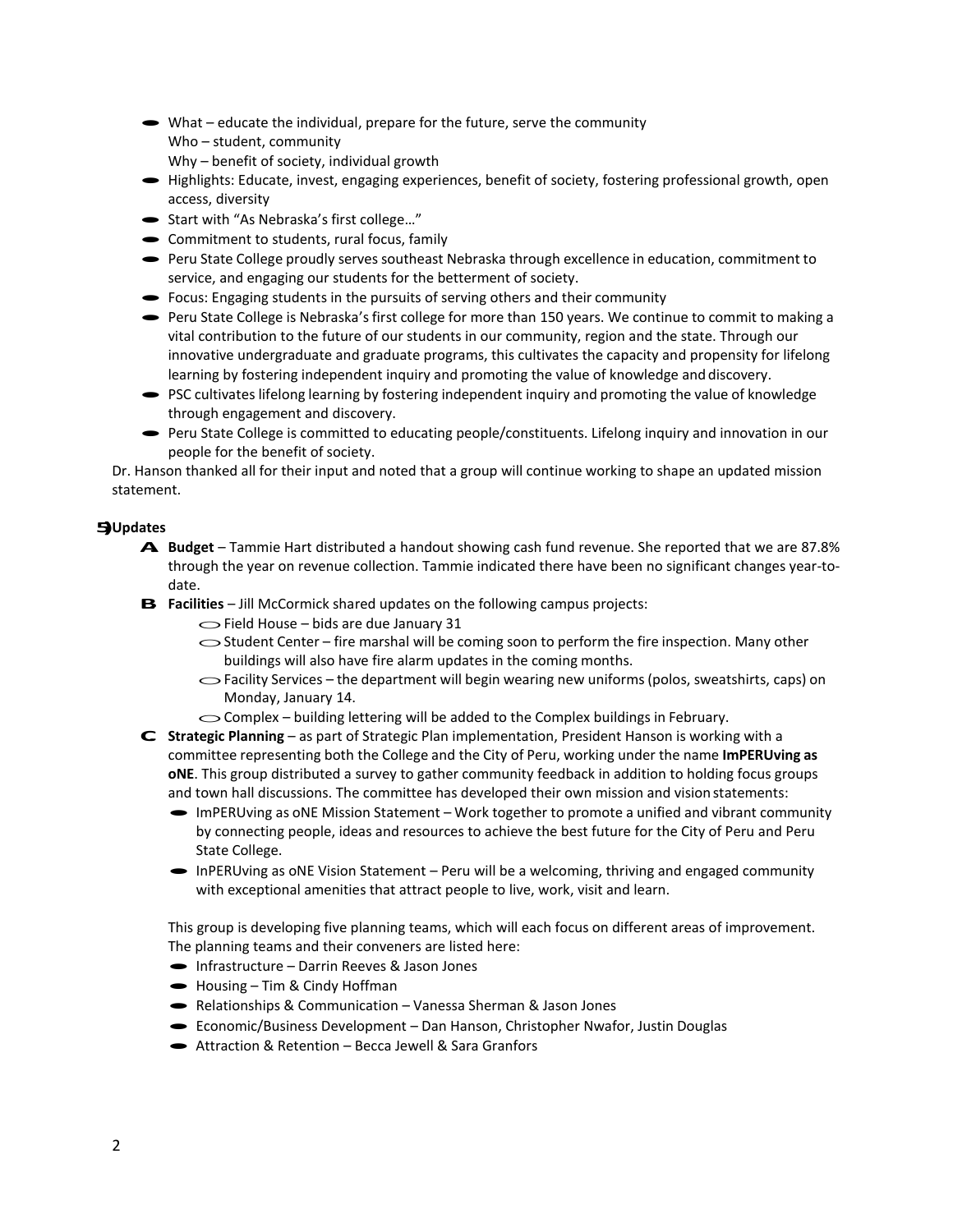- What – educate the individual, prepare for the future, serve the community
  Who – student, community
  Why – benefit of society, individual growth
- Highlights: Educate, invest, engaging experiences, benefit of society, fostering professional growth, open access, diversity
- Start with "As Nebraska's first college…"
- Commitment to students, rural focus, family
- Peru State College proudly serves southeast Nebraska through excellence in education, commitment to service, and engaging our students for the betterment of society.
- Focus: Engaging students in the pursuits of serving others and their community
- Peru State College is Nebraska's first college for more than 150 years. We continue to commit to making a vital contribution to the future of our students in our community, region and the state. Through our innovative undergraduate and graduate programs, this cultivates the capacity and propensity for lifelong learning by fostering independent inquiry and promoting the value of knowledge and discovery.
- PSC cultivates lifelong learning by fostering independent inquiry and promoting the value of knowledge through engagement and discovery.
- Peru State College is committed to educating people/constituents. Lifelong inquiry and innovation in our people for the benefit of society.

Dr. Hanson thanked all for their input and noted that a group will continue working to shape an updated mission statement.

## 5) Updates

A. **Budget** – Tammie Hart distributed a handout showing cash fund revenue. She reported that we are 87.8% through the year on revenue collection. Tammie indicated there have been no significant changes year-to-date.

B. **Facilities** – Jill McCormick shared updates on the following campus projects:
   - Field House – bids are due January 31
   - Student Center – fire marshal will be coming soon to perform the fire inspection. Many other buildings will also have fire alarm updates in the coming months.
   - Facility Services – the department will begin wearing new uniforms (polos, sweatshirts, caps) on Monday, January 14.
   - Complex – building lettering will be added to the Complex buildings in February.

C. **Strategic Planning** – as part of Strategic Plan implementation, President Hanson is working with a committee representing both the College and the City of Peru, working under the name **ImPERUving as oNE**. This group distributed a survey to gather community feedback in addition to holding focus groups and town hall discussions. The committee has developed their own mission and vision statements:
   - ImPERUving as oNE Mission Statement – Work together to promote a unified and vibrant community by connecting people, ideas and resources to achieve the best future for the City of Peru and Peru State College.
   - InPERUving as oNE Vision Statement – Peru will be a welcoming, thriving and engaged community with exceptional amenities that attract people to live, work, visit and learn.

   This group is developing five planning teams, which will each focus on different areas of improvement. The planning teams and their conveners are listed here:
   - Infrastructure – Darrin Reeves & Jason Jones
   - Housing – Tim & Cindy Hoffman
   - Relationships & Communication – Vanessa Sherman & Jason Jones
   - Economic/Business Development – Dan Hanson, Christopher Nwafor, Justin Douglas
   - Attraction & Retention – Becca Jewell & Sara Granfors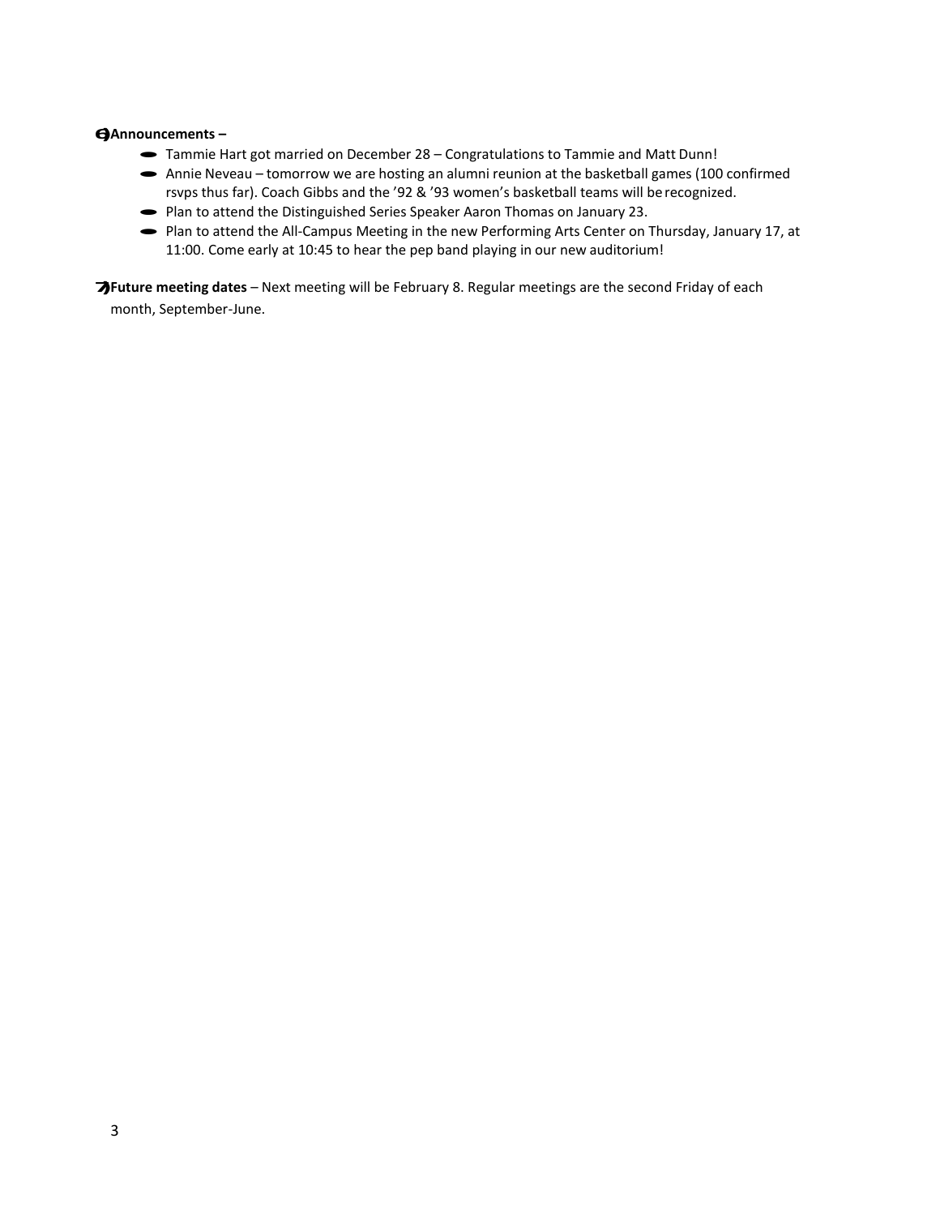6) **Announcements –**

- Tammie Hart got married on December 28 – Congratulations to Tammie and Matt Dunn!
- Annie Neveau – tomorrow we are hosting an alumni reunion at the basketball games (100 confirmed rsvps thus far). Coach Gibbs and the '92 & '93 women's basketball teams will be recognized.
- Plan to attend the Distinguished Series Speaker Aaron Thomas on January 23.
- Plan to attend the All-Campus Meeting in the new Performing Arts Center on Thursday, January 17, at 11:00. Come early at 10:45 to hear the pep band playing in our new auditorium!

7) **Future meeting dates** – Next meeting will be February 8. Regular meetings are the second Friday of each month, September-June.